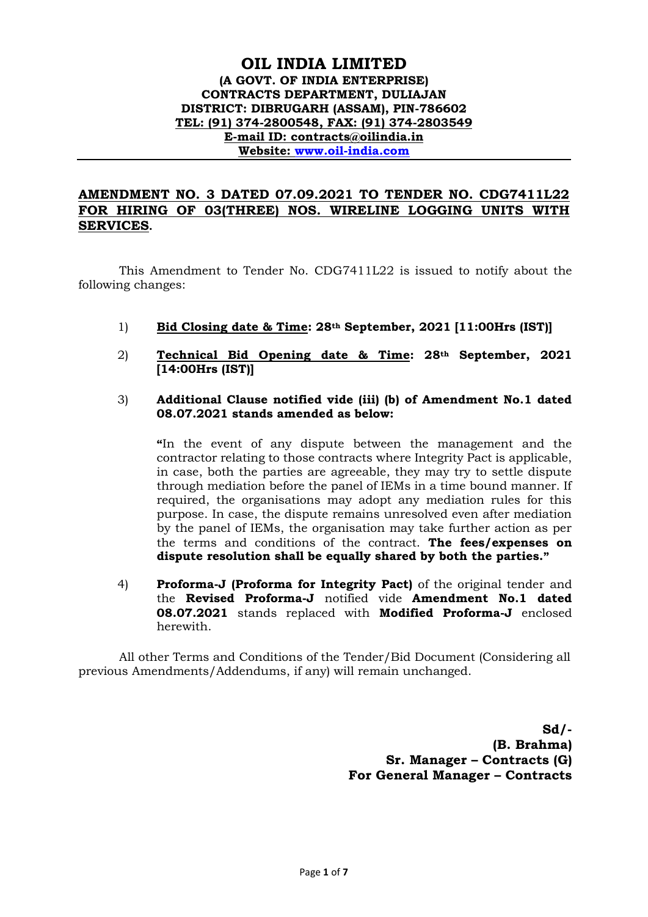# OIL INDIA LIMITED

**(A GOVT. OF INDIA ENTERPRISE)**
**CONTRACTS DEPARTMENT, DULIAJAN**
**DISTRICT: DIBRUGARH (ASSAM), PIN-786602**
**TEL: (91) 374-2800548, FAX: (91) 374-2803549**
**E-mail ID: contracts@oilindia.in**
**Website: www.oil-india.com**

---

## AMENDMENT NO. 3 DATED 07.09.2021 TO TENDER NO. CDG7411L22 FOR HIRING OF 03(THREE) NOS. WIRELINE LOGGING UNITS WITH SERVICES.

This Amendment to Tender No. CDG7411L22 is issued to notify about the following changes:

1) **Bid Closing date & Time: 28th September, 2021 [11:00Hrs (IST)]**

2) **Technical Bid Opening date & Time: 28th September, 2021 [14:00Hrs (IST)]**

3) **Additional Clause notified vide (iii) (b) of Amendment No.1 dated 08.07.2021 stands amended as below:**

   **"**In the event of any dispute between the management and the contractor relating to those contracts where Integrity Pact is applicable, in case, both the parties are agreeable, they may try to settle dispute through mediation before the panel of IEMs in a time bound manner. If required, the organisations may adopt any mediation rules for this purpose. In case, the dispute remains unresolved even after mediation by the panel of IEMs, the organisation may take further action as per the terms and conditions of the contract. **The fees/expenses on dispute resolution shall be equally shared by both the parties."**

4) **Proforma-J (Proforma for Integrity Pact)** of the original tender and the **Revised Proforma-J** notified vide **Amendment No.1 dated 08.07.2021** stands replaced with **Modified Proforma-J** enclosed herewith.

All other Terms and Conditions of the Tender/Bid Document (Considering all previous Amendments/Addendums, if any) will remain unchanged.

**Sd/-**
**(B. Brahma)**
**Sr. Manager – Contracts (G)**
**For General Manager – Contracts**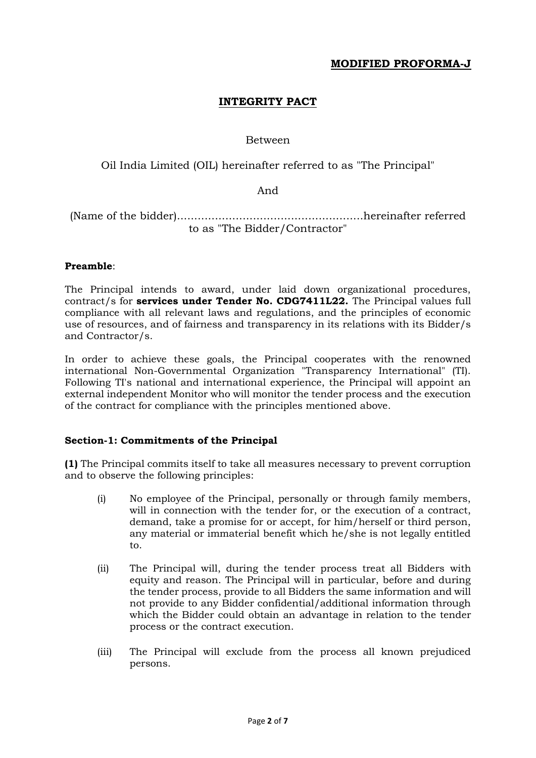**MODIFIED PROFORMA-J**

# INTEGRITY PACT

Between

Oil India Limited (OIL) hereinafter referred to as "The Principal"

And

(Name of the bidder)......................................................hereinafter referred to as "The Bidder/Contractor"

**Preamble**:

The Principal intends to award, under laid down organizational procedures, contract/s for **services under Tender No. CDG7411L22.** The Principal values full compliance with all relevant laws and regulations, and the principles of economic use of resources, and of fairness and transparency in its relations with its Bidder/s and Contractor/s.

In order to achieve these goals, the Principal cooperates with the renowned international Non-Governmental Organization "Transparency International" (TI). Following TI's national and international experience, the Principal will appoint an external independent Monitor who will monitor the tender process and the execution of the contract for compliance with the principles mentioned above.

**Section-1: Commitments of the Principal**

**(1)** The Principal commits itself to take all measures necessary to prevent corruption and to observe the following principles:

(i) No employee of the Principal, personally or through family members, will in connection with the tender for, or the execution of a contract, demand, take a promise for or accept, for him/herself or third person, any material or immaterial benefit which he/she is not legally entitled to.

(ii) The Principal will, during the tender process treat all Bidders with equity and reason. The Principal will in particular, before and during the tender process, provide to all Bidders the same information and will not provide to any Bidder confidential/additional information through which the Bidder could obtain an advantage in relation to the tender process or the contract execution.

(iii) The Principal will exclude from the process all known prejudiced persons.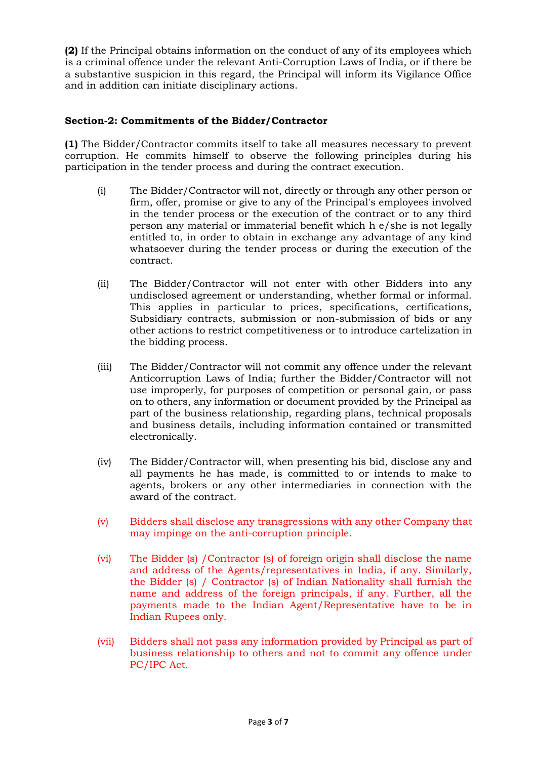**(2)** If the Principal obtains information on the conduct of any of its employees which is a criminal offence under the relevant Anti-Corruption Laws of India, or if there be a substantive suspicion in this regard, the Principal will inform its Vigilance Office and in addition can initiate disciplinary actions.

**Section-2: Commitments of the Bidder/Contractor**

**(1)** The Bidder/Contractor commits itself to take all measures necessary to prevent corruption. He commits himself to observe the following principles during his participation in the tender process and during the contract execution.

(i) The Bidder/Contractor will not, directly or through any other person or firm, offer, promise or give to any of the Principal's employees involved in the tender process or the execution of the contract or to any third person any material or immaterial benefit which h e/she is not legally entitled to, in order to obtain in exchange any advantage of any kind whatsoever during the tender process or during the execution of the contract.

(ii) The Bidder/Contractor will not enter with other Bidders into any undisclosed agreement or understanding, whether formal or informal. This applies in particular to prices, specifications, certifications, Subsidiary contracts, submission or non-submission of bids or any other actions to restrict competitiveness or to introduce cartelization in the bidding process.

(iii) The Bidder/Contractor will not commit any offence under the relevant Anticorruption Laws of India; further the Bidder/Contractor will not use improperly, for purposes of competition or personal gain, or pass on to others, any information or document provided by the Principal as part of the business relationship, regarding plans, technical proposals and business details, including information contained or transmitted electronically.

(iv) The Bidder/Contractor will, when presenting his bid, disclose any and all payments he has made, is committed to or intends to make to agents, brokers or any other intermediaries in connection with the award of the contract.

(v) Bidders shall disclose any transgressions with any other Company that may impinge on the anti-corruption principle.

(vi) The Bidder (s) /Contractor (s) of foreign origin shall disclose the name and address of the Agents/representatives in India, if any. Similarly, the Bidder (s) / Contractor (s) of Indian Nationality shall furnish the name and address of the foreign principals, if any. Further, all the payments made to the Indian Agent/Representative have to be in Indian Rupees only.

(vii) Bidders shall not pass any information provided by Principal as part of business relationship to others and not to commit any offence under PC/IPC Act.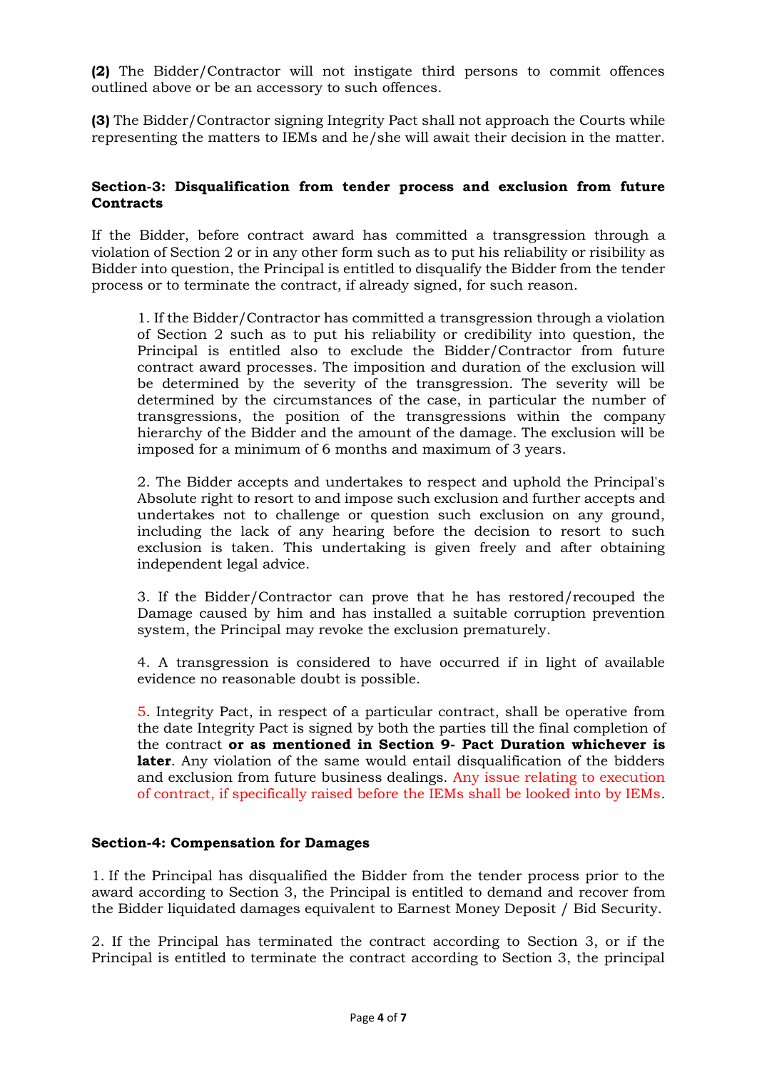**(2)** The Bidder/Contractor will not instigate third persons to commit offences outlined above or be an accessory to such offences.

**(3)** The Bidder/Contractor signing Integrity Pact shall not approach the Courts while representing the matters to IEMs and he/she will await their decision in the matter.

**Section-3: Disqualification from tender process and exclusion from future Contracts**

If the Bidder, before contract award has committed a transgression through a violation of Section 2 or in any other form such as to put his reliability or risibility as Bidder into question, the Principal is entitled to disqualify the Bidder from the tender process or to terminate the contract, if already signed, for such reason.

1. If the Bidder/Contractor has committed a transgression through a violation of Section 2 such as to put his reliability or credibility into question, the Principal is entitled also to exclude the Bidder/Contractor from future contract award processes. The imposition and duration of the exclusion will be determined by the severity of the transgression. The severity will be determined by the circumstances of the case, in particular the number of transgressions, the position of the transgressions within the company hierarchy of the Bidder and the amount of the damage. The exclusion will be imposed for a minimum of 6 months and maximum of 3 years.

2. The Bidder accepts and undertakes to respect and uphold the Principal's Absolute right to resort to and impose such exclusion and further accepts and undertakes not to challenge or question such exclusion on any ground, including the lack of any hearing before the decision to resort to such exclusion is taken. This undertaking is given freely and after obtaining independent legal advice.

3. If the Bidder/Contractor can prove that he has restored/recouped the Damage caused by him and has installed a suitable corruption prevention system, the Principal may revoke the exclusion prematurely.

4. A transgression is considered to have occurred if in light of available evidence no reasonable doubt is possible.

5. Integrity Pact, in respect of a particular contract, shall be operative from the date Integrity Pact is signed by both the parties till the final completion of the contract **or as mentioned in Section 9- Pact Duration whichever is later**. Any violation of the same would entail disqualification of the bidders and exclusion from future business dealings. Any issue relating to execution of contract, if specifically raised before the IEMs shall be looked into by IEMs.

**Section-4: Compensation for Damages**

1. If the Principal has disqualified the Bidder from the tender process prior to the award according to Section 3, the Principal is entitled to demand and recover from the Bidder liquidated damages equivalent to Earnest Money Deposit / Bid Security.

2. If the Principal has terminated the contract according to Section 3, or if the Principal is entitled to terminate the contract according to Section 3, the principal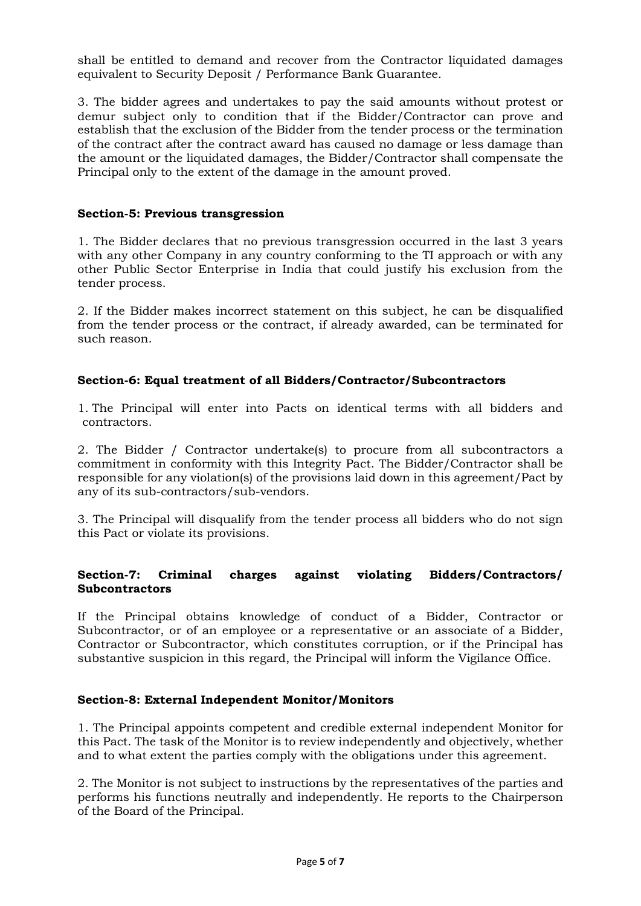shall be entitled to demand and recover from the Contractor liquidated damages equivalent to Security Deposit / Performance Bank Guarantee.

3. The bidder agrees and undertakes to pay the said amounts without protest or demur subject only to condition that if the Bidder/Contractor can prove and establish that the exclusion of the Bidder from the tender process or the termination of the contract after the contract award has caused no damage or less damage than the amount or the liquidated damages, the Bidder/Contractor shall compensate the Principal only to the extent of the damage in the amount proved.

**Section-5: Previous transgression**

1. The Bidder declares that no previous transgression occurred in the last 3 years with any other Company in any country conforming to the TI approach or with any other Public Sector Enterprise in India that could justify his exclusion from the tender process.

2. If the Bidder makes incorrect statement on this subject, he can be disqualified from the tender process or the contract, if already awarded, can be terminated for such reason.

**Section-6: Equal treatment of all Bidders/Contractor/Subcontractors**

1. The Principal will enter into Pacts on identical terms with all bidders and contractors.

2. The Bidder / Contractor undertake(s) to procure from all subcontractors a commitment in conformity with this Integrity Pact. The Bidder/Contractor shall be responsible for any violation(s) of the provisions laid down in this agreement/Pact by any of its sub-contractors/sub-vendors.

3. The Principal will disqualify from the tender process all bidders who do not sign this Pact or violate its provisions.

**Section-7: Criminal charges against violating Bidders/Contractors/ Subcontractors**

If the Principal obtains knowledge of conduct of a Bidder, Contractor or Subcontractor, or of an employee or a representative or an associate of a Bidder, Contractor or Subcontractor, which constitutes corruption, or if the Principal has substantive suspicion in this regard, the Principal will inform the Vigilance Office.

**Section-8: External Independent Monitor/Monitors**

1. The Principal appoints competent and credible external independent Monitor for this Pact. The task of the Monitor is to review independently and objectively, whether and to what extent the parties comply with the obligations under this agreement.

2. The Monitor is not subject to instructions by the representatives of the parties and performs his functions neutrally and independently. He reports to the Chairperson of the Board of the Principal.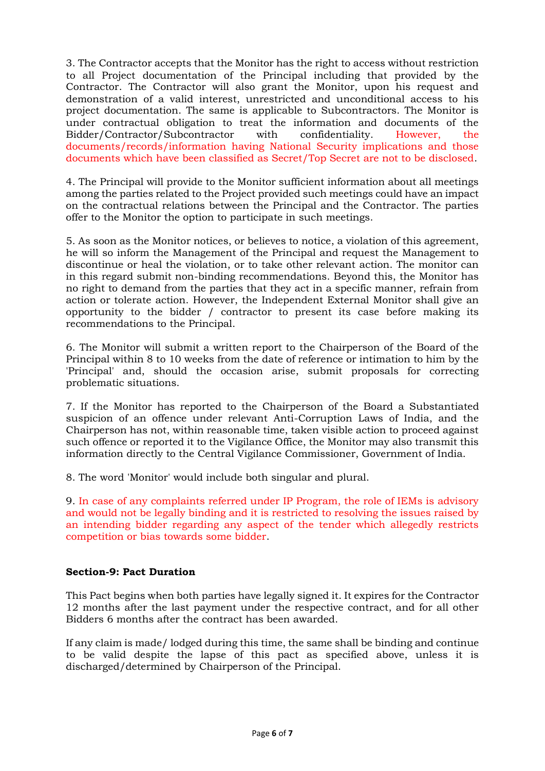3. The Contractor accepts that the Monitor has the right to access without restriction to all Project documentation of the Principal including that provided by the Contractor. The Contractor will also grant the Monitor, upon his request and demonstration of a valid interest, unrestricted and unconditional access to his project documentation. The same is applicable to Subcontractors. The Monitor is under contractual obligation to treat the information and documents of the Bidder/Contractor/Subcontractor with confidentiality. However, the documents/records/information having National Security implications and those documents which have been classified as Secret/Top Secret are not to be disclosed.

4. The Principal will provide to the Monitor sufficient information about all meetings among the parties related to the Project provided such meetings could have an impact on the contractual relations between the Principal and the Contractor. The parties offer to the Monitor the option to participate in such meetings.

5. As soon as the Monitor notices, or believes to notice, a violation of this agreement, he will so inform the Management of the Principal and request the Management to discontinue or heal the violation, or to take other relevant action. The monitor can in this regard submit non-binding recommendations. Beyond this, the Monitor has no right to demand from the parties that they act in a specific manner, refrain from action or tolerate action. However, the Independent External Monitor shall give an opportunity to the bidder / contractor to present its case before making its recommendations to the Principal.

6. The Monitor will submit a written report to the Chairperson of the Board of the Principal within 8 to 10 weeks from the date of reference or intimation to him by the 'Principal' and, should the occasion arise, submit proposals for correcting problematic situations.

7. If the Monitor has reported to the Chairperson of the Board a Substantiated suspicion of an offence under relevant Anti-Corruption Laws of India, and the Chairperson has not, within reasonable time, taken visible action to proceed against such offence or reported it to the Vigilance Office, the Monitor may also transmit this information directly to the Central Vigilance Commissioner, Government of India.

8. The word 'Monitor' would include both singular and plural.

9. In case of any complaints referred under IP Program, the role of IEMs is advisory and would not be legally binding and it is restricted to resolving the issues raised by an intending bidder regarding any aspect of the tender which allegedly restricts competition or bias towards some bidder.

**Section-9: Pact Duration**

This Pact begins when both parties have legally signed it. It expires for the Contractor 12 months after the last payment under the respective contract, and for all other Bidders 6 months after the contract has been awarded.

If any claim is made/ lodged during this time, the same shall be binding and continue to be valid despite the lapse of this pact as specified above, unless it is discharged/determined by Chairperson of the Principal.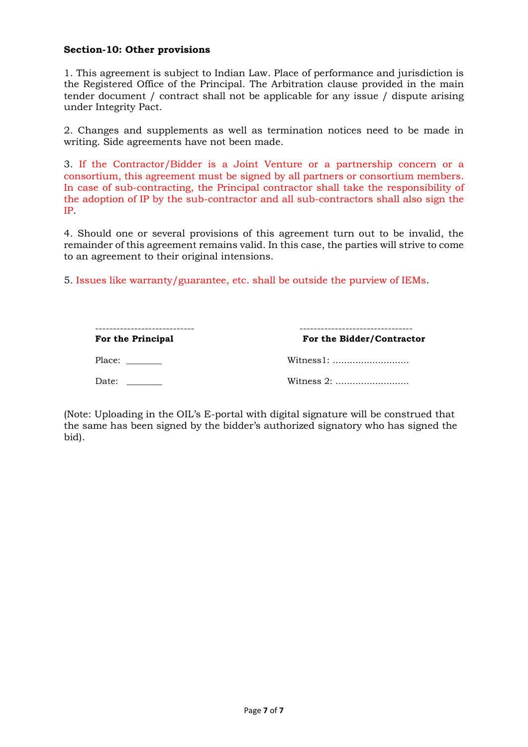**Section-10: Other provisions**

1. This agreement is subject to Indian Law. Place of performance and jurisdiction is the Registered Office of the Principal. The Arbitration clause provided in the main tender document / contract shall not be applicable for any issue / dispute arising under Integrity Pact.

2. Changes and supplements as well as termination notices need to be made in writing. Side agreements have not been made.

3. If the Contractor/Bidder is a Joint Venture or a partnership concern or a consortium, this agreement must be signed by all partners or consortium members. In case of sub-contracting, the Principal contractor shall take the responsibility of the adoption of IP by the sub-contractor and all sub-contractors shall also sign the IP.

4. Should one or several provisions of this agreement turn out to be invalid, the remainder of this agreement remains valid. In this case, the parties will strive to come to an agreement to their original intensions.

5. Issues like warranty/guarantee, etc. shall be outside the purview of IEMs.

| | |
|---|---|
| ---------------------------- | -------------------------------- |
| **For the Principal** | **For the Bidder/Contractor** |
| Place: ________ | Witness1: ........................... |
| Date: ________ | Witness 2: .......................... |

(Note: Uploading in the OIL's E-portal with digital signature will be construed that the same has been signed by the bidder's authorized signatory who has signed the bid).